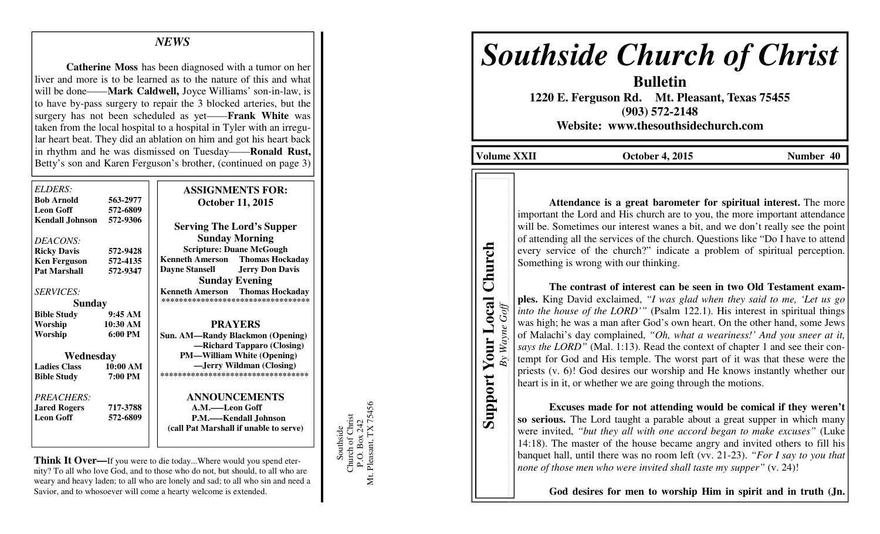## NEWS

**Catherine Moss** has been diagnosed with a tumor on her liver and more is to be learned as to the nature of this and what will be done——**Mark Caldwell,** Joyce Williams' son-in-law, is to have by-pass surgery to repair the 3 blocked arteries, but the surgery has not been scheduled as yet——**Frank White** was taken from the local hospital to a hospital in Tyler with an irregular heart beat. They did an ablation on him and got his heart back in rhythm and he was dismissed on Tuesday——**Ronald Rust,** Betty's son and Karen Ferguson's brother, (continued on page 3)

*ELDERS:*

| | |
|---|---|
| **Bob Arnold** | **563-2977** |
| **Leon Goff** | **572-6809** |
| **Kendall Johnson** | **572-9306** |

*DEACONS:*

| | |
|---|---|
| **Ricky Davis** | **572-9428** |
| **Ken Ferguson** | **572-4135** |
| **Pat Marshall** | **572-9347** |

*SERVICES:*

**Sunday**

| | |
|---|---|
| **Bible Study** | **9:45 AM** |
| **Worship** | **10:30 AM** |
| **Worship** | **6:00 PM** |

**Wednesday**

| | |
|---|---|
| **Ladies Class** | **10:00 AM** |
| **Bible Study** | **7:00 PM** |

*PREACHERS:*

| | |
|---|---|
| **Jared Rogers** | **717-3788** |
| **Leon Goff** | **572-6809** |

**ASSIGNMENTS FOR: October 11, 2015**

**Serving The Lord's Supper**

**Sunday Morning**

**Scripture: Duane McGough**

**Kenneth Amerson Thomas Hockaday**
**Dayne Stansell Jerry Don Davis**

**Sunday Evening**

**Kenneth Amerson Thomas Hockaday**

************************************

**PRAYERS**

**Sun. AM—Randy Blackmon (Opening)**
**—Richard Tapparo (Closing)**
**PM—William White (Opening)**
**—Jerry Wildman (Closing)**

************************************

**ANNOUNCEMENTS**

**A.M.—Leon Goff**
**P.M.—Kendall Johnson**
**(call Pat Marshall if unable to serve)**

**Think It Over—**If you were to die today...Where would you spend eternity? To all who love God, and to those who do not, but should, to all who are weary and heavy laden; to all who are lonely and sad; to all who sin and need a Savior, and to whosoever will come a hearty welcome is extended.

Southside
Church of Christ
P.O. Box 242
Mt. Pleasant, TX 75456

# *Southside Church of Christ*

**Bulletin**
**1220 E. Ferguson Rd. Mt. Pleasant, Texas 75455**
**(903) 572-2148**
**Website: www.thesouthsidechurch.com**

**Volume XXII October 4, 2015 Number 40**

## Support Your Local Church

*By Wayne Goff*

**Attendance is a great barometer for spiritual interest.** The more important the Lord and His church are to you, the more important attendance will be. Sometimes our interest wanes a bit, and we don't really see the point of attending all the services of the church. Questions like "Do I have to attend every service of the church?" indicate a problem of spiritual perception. Something is wrong with our thinking.

**The contrast of interest can be seen in two Old Testament examples.** King David exclaimed, *"I was glad when they said to me, 'Let us go into the house of the LORD'"* (Psalm 122.1). His interest in spiritual things was high; he was a man after God's own heart. On the other hand, some Jews of Malachi's day complained, *"Oh, what a weariness!' And you sneer at it, says the LORD"* (Mal. 1:13). Read the context of chapter 1 and see their contempt for God and His temple. The worst part of it was that these were the priests (v. 6)! God desires our worship and He knows instantly whether our heart is in it, or whether we are going through the motions.

**Excuses made for not attending would be comical if they weren't so serious.** The Lord taught a parable about a great supper in which many were invited, *"but they all with one accord began to make excuses"* (Luke 14:18). The master of the house became angry and invited others to fill his banquet hall, until there was no room left (vv. 21-23). *"For I say to you that none of those men who were invited shall taste my supper"* (v. 24)!

**God desires for men to worship Him in spirit and in truth (Jn.**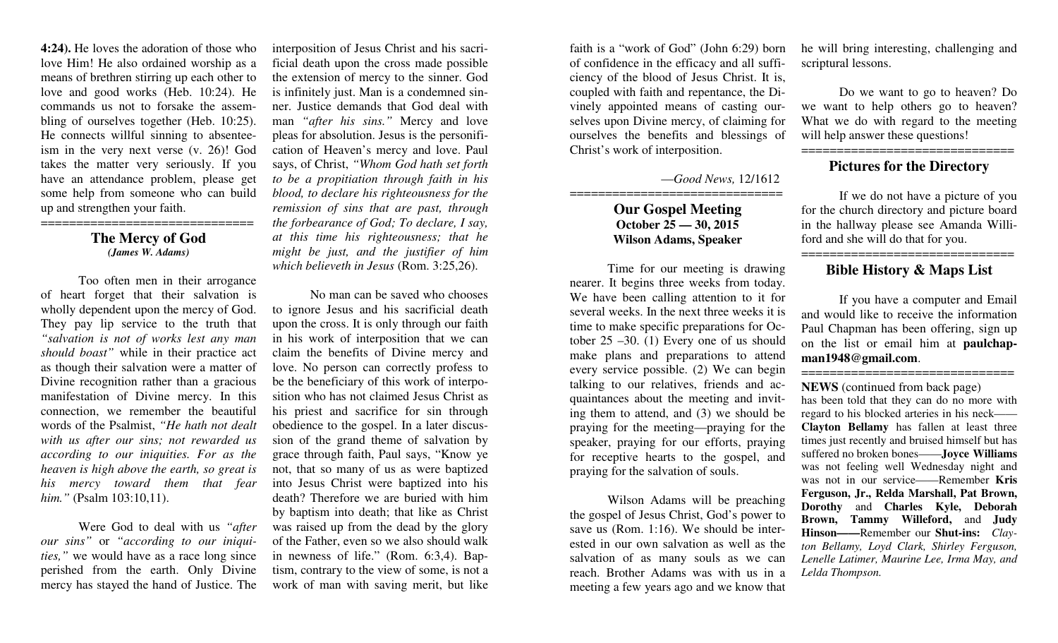**4:24).** He loves the adoration of those who love Him! He also ordained worship as a means of brethren stirring up each other to love and good works (Heb. 10:24). He commands us not to forsake the assembling of ourselves together (Heb. 10:25). He connects willful sinning to absenteeism in the very next verse (v. 26)! God takes the matter very seriously. If you have an attendance problem, please get some help from someone who can build up and strengthen your faith.

==============================

## The Mercy of God

***(James W. Adams)***

Too often men in their arrogance of heart forget that their salvation is wholly dependent upon the mercy of God. They pay lip service to the truth that *"salvation is not of works lest any man should boast"* while in their practice act as though their salvation were a matter of Divine recognition rather than a gracious manifestation of Divine mercy. In this connection, we remember the beautiful words of the Psalmist, *"He hath not dealt with us after our sins; not rewarded us according to our iniquities. For as the heaven is high above the earth, so great is his mercy toward them that fear him."* (Psalm 103:10,11).

Were God to deal with us *"after our sins"* or *"according to our iniquities,"* we would have as a race long since perished from the earth. Only Divine mercy has stayed the hand of Justice. The interposition of Jesus Christ and his sacrificial death upon the cross made possible the extension of mercy to the sinner. God is infinitely just. Man is a condemned sinner. Justice demands that God deal with man *"after his sins."* Mercy and love pleas for absolution. Jesus is the personification of Heaven's mercy and love. Paul says, of Christ, *"Whom God hath set forth to be a propitiation through faith in his blood, to declare his righteousness for the remission of sins that are past, through the forbearance of God; To declare, I say, at this time his righteousness; that he might be just, and the justifier of him which believeth in Jesus* (Rom. 3:25,26).

No man can be saved who chooses to ignore Jesus and his sacrificial death upon the cross. It is only through our faith in his work of interposition that we can claim the benefits of Divine mercy and love. No person can correctly profess to be the beneficiary of this work of interposition who has not claimed Jesus Christ as his priest and sacrifice for sin through obedience to the gospel. In a later discussion of the grand theme of salvation by grace through faith, Paul says, "Know ye not, that so many of us as were baptized into Jesus Christ were baptized into his death? Therefore we are buried with him by baptism into death; that like as Christ was raised up from the dead by the glory of the Father, even so we also should walk in newness of life." (Rom. 6:3,4). Baptism, contrary to the view of some, is not a work of man with saving merit, but like faith is a "work of God" (John 6:29) born of confidence in the efficacy and all sufficiency of the blood of Jesus Christ. It is, coupled with faith and repentance, the Divinely appointed means of casting ourselves upon Divine mercy, of claiming for ourselves the benefits and blessings of Christ's work of interposition.

—*Good News,* 12/1612

==============================

## Our Gospel Meeting

**October 25 — 30, 2015**

**Wilson Adams, Speaker**

Time for our meeting is drawing nearer. It begins three weeks from today. We have been calling attention to it for several weeks. In the next three weeks it is time to make specific preparations for October 25 –30. (1) Every one of us should make plans and preparations to attend every service possible. (2) We can begin talking to our relatives, friends and acquaintances about the meeting and inviting them to attend, and (3) we should be praying for the meeting—praying for the speaker, praying for our efforts, praying for receptive hearts to the gospel, and praying for the salvation of souls.

Wilson Adams will be preaching the gospel of Jesus Christ, God's power to save us (Rom. 1:16). We should be interested in our own salvation as well as the salvation of as many souls as we can reach. Brother Adams was with us in a meeting a few years ago and we know that he will bring interesting, challenging and scriptural lessons.

Do we want to go to heaven? Do we want to help others go to heaven? What we do with regard to the meeting will help answer these questions!

==============================

## Pictures for the Directory

If we do not have a picture of you for the church directory and picture board in the hallway please see Amanda Williford and she will do that for you.

==============================

## Bible History & Maps List

If you have a computer and Email and would like to receive the information Paul Chapman has been offering, sign up on the list or email him at **paulchapman1948@gmail.com**.

==============================

**NEWS** (continued from back page)
has been told that they can do no more with regard to his blocked arteries in his neck——**Clayton Bellamy** has fallen at least three times just recently and bruised himself but has suffered no broken bones——**Joyce Williams** was not feeling well Wednesday night and was not in our service——Remember **Kris Ferguson, Jr., Relda Marshall, Pat Brown, Dorothy** and **Charles Kyle, Deborah Brown, Tammy Willeford,** and **Judy Hinson——**Remember our **Shut-ins:** *Clayton Bellamy, Loyd Clark, Shirley Ferguson, Lenelle Latimer, Maurine Lee, Irma May, and Lelda Thompson.*